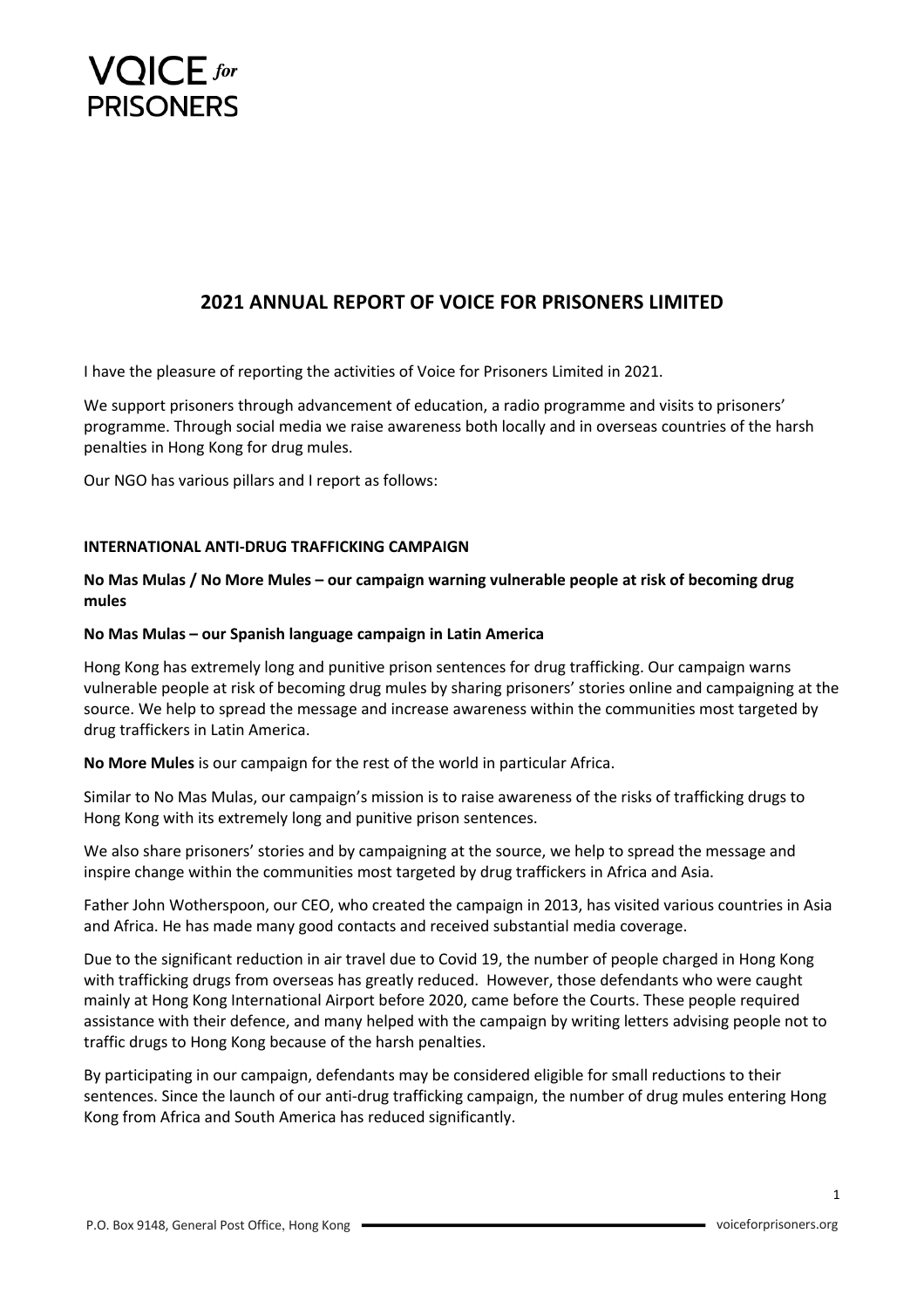# VOICE for PRISONERS

## 2021 ANNUAL REPORT OF VOICE FOR PRISONERS LIMITED

I have the pleasure of reporting the activities of Voice for Prisoners Limited in 2021.

We support prisoners through advancement of education, a radio programme and visits to prisoners' programme. Through social media we raise awareness both locally and in overseas countries of the harsh penalties in Hong Kong for drug mules.

Our NGO has various pillars and I report as follows:

### INTERNATIONAL ANTI-DRUG TRAFFICKING CAMPAIGN

**No Mas Mulas / No More Mules – our campaign warning vulnerable people at risk of becoming drug mules**

**No Mas Mulas – our Spanish language campaign in Latin America**

Hong Kong has extremely long and punitive prison sentences for drug trafficking. Our campaign warns vulnerable people at risk of becoming drug mules by sharing prisoners' stories online and campaigning at the source. We help to spread the message and increase awareness within the communities most targeted by drug traffickers in Latin America.

**No More Mules** is our campaign for the rest of the world in particular Africa.

Similar to No Mas Mulas, our campaign's mission is to raise awareness of the risks of trafficking drugs to Hong Kong with its extremely long and punitive prison sentences.

We also share prisoners' stories and by campaigning at the source, we help to spread the message and inspire change within the communities most targeted by drug traffickers in Africa and Asia.

Father John Wotherspoon, our CEO, who created the campaign in 2013, has visited various countries in Asia and Africa. He has made many good contacts and received substantial media coverage.

Due to the significant reduction in air travel due to Covid 19, the number of people charged in Hong Kong with trafficking drugs from overseas has greatly reduced. However, those defendants who were caught mainly at Hong Kong International Airport before 2020, came before the Courts. These people required assistance with their defence, and many helped with the campaign by writing letters advising people not to traffic drugs to Hong Kong because of the harsh penalties.

By participating in our campaign, defendants may be considered eligible for small reductions to their sentences. Since the launch of our anti-drug trafficking campaign, the number of drug mules entering Hong Kong from Africa and South America has reduced significantly.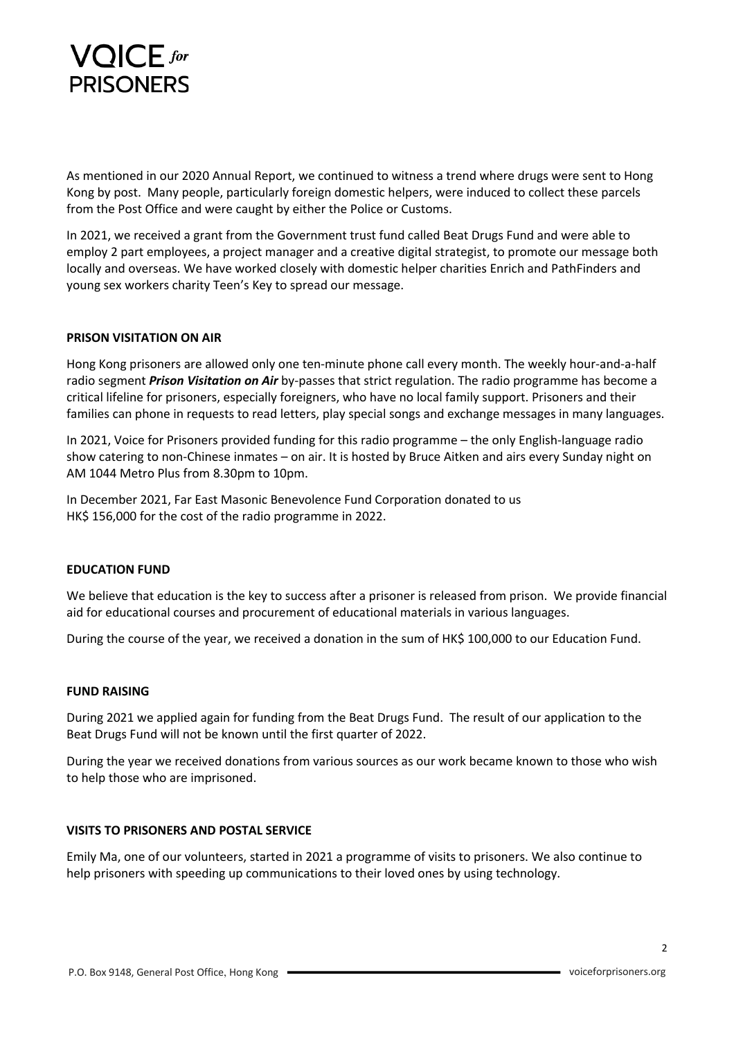As mentioned in our 2020 Annual Report, we continued to witness a trend where drugs were sent to Hong Kong by post. Many people, particularly foreign domestic helpers, were induced to collect these parcels from the Post Office and were caught by either the Police or Customs.

In 2021, we received a grant from the Government trust fund called Beat Drugs Fund and were able to employ 2 part employees, a project manager and a creative digital strategist, to promote our message both locally and overseas. We have worked closely with domestic helper charities Enrich and PathFinders and young sex workers charity Teen's Key to spread our message.

**PRISON VISITATION ON AIR**

Hong Kong prisoners are allowed only one ten-minute phone call every month. The weekly hour-and-a-half radio segment ***Prison Visitation on Air*** by-passes that strict regulation. The radio programme has become a critical lifeline for prisoners, especially foreigners, who have no local family support. Prisoners and their families can phone in requests to read letters, play special songs and exchange messages in many languages.

In 2021, Voice for Prisoners provided funding for this radio programme – the only English-language radio show catering to non-Chinese inmates – on air. It is hosted by Bruce Aitken and airs every Sunday night on AM 1044 Metro Plus from 8.30pm to 10pm.

In December 2021, Far East Masonic Benevolence Fund Corporation donated to us HK$ 156,000 for the cost of the radio programme in 2022.

**EDUCATION FUND**

We believe that education is the key to success after a prisoner is released from prison. We provide financial aid for educational courses and procurement of educational materials in various languages.

During the course of the year, we received a donation in the sum of HK$ 100,000 to our Education Fund.

**FUND RAISING**

During 2021 we applied again for funding from the Beat Drugs Fund. The result of our application to the Beat Drugs Fund will not be known until the first quarter of 2022.

During the year we received donations from various sources as our work became known to those who wish to help those who are imprisoned.

**VISITS TO PRISONERS AND POSTAL SERVICE**

Emily Ma, one of our volunteers, started in 2021 a programme of visits to prisoners. We also continue to help prisoners with speeding up communications to their loved ones by using technology.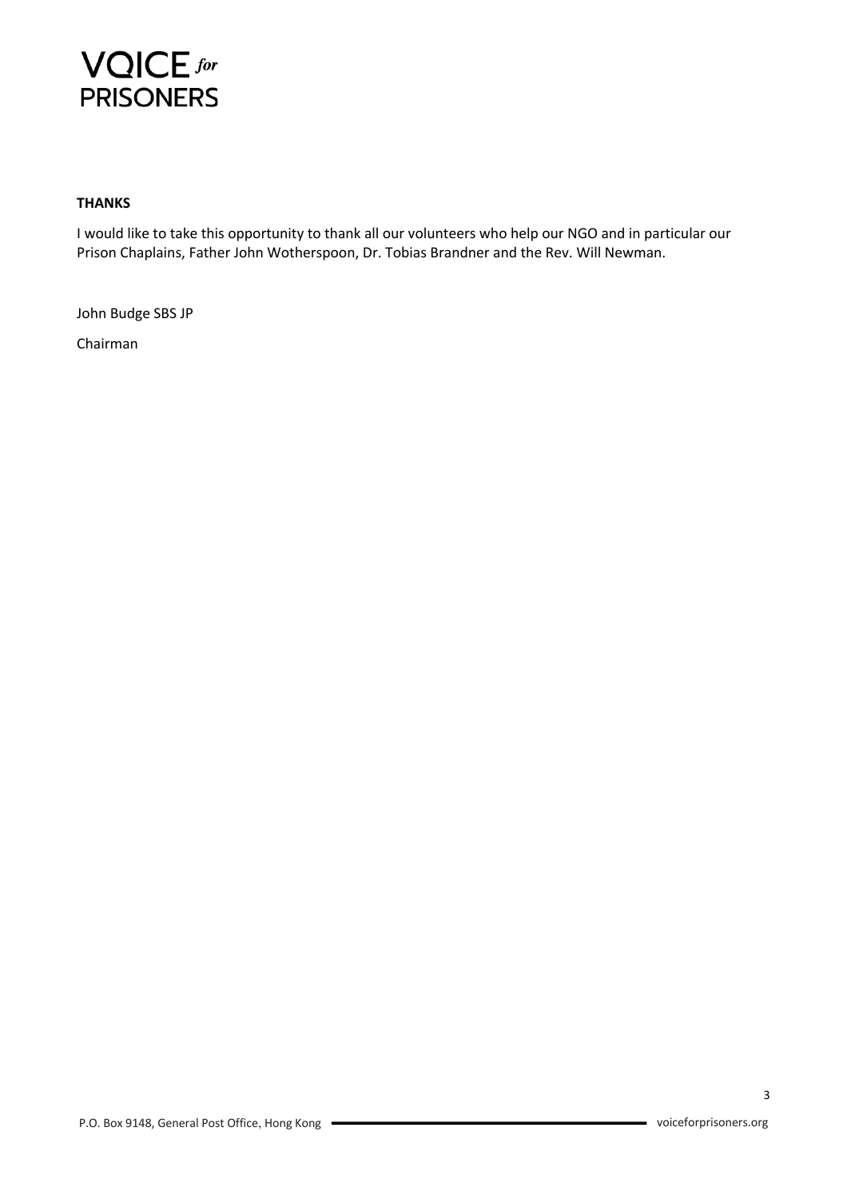**THANKS**

I would like to take this opportunity to thank all our volunteers who help our NGO and in particular our Prison Chaplains, Father John Wotherspoon, Dr. Tobias Brandner and the Rev. Will Newman.

John Budge SBS JP

Chairman